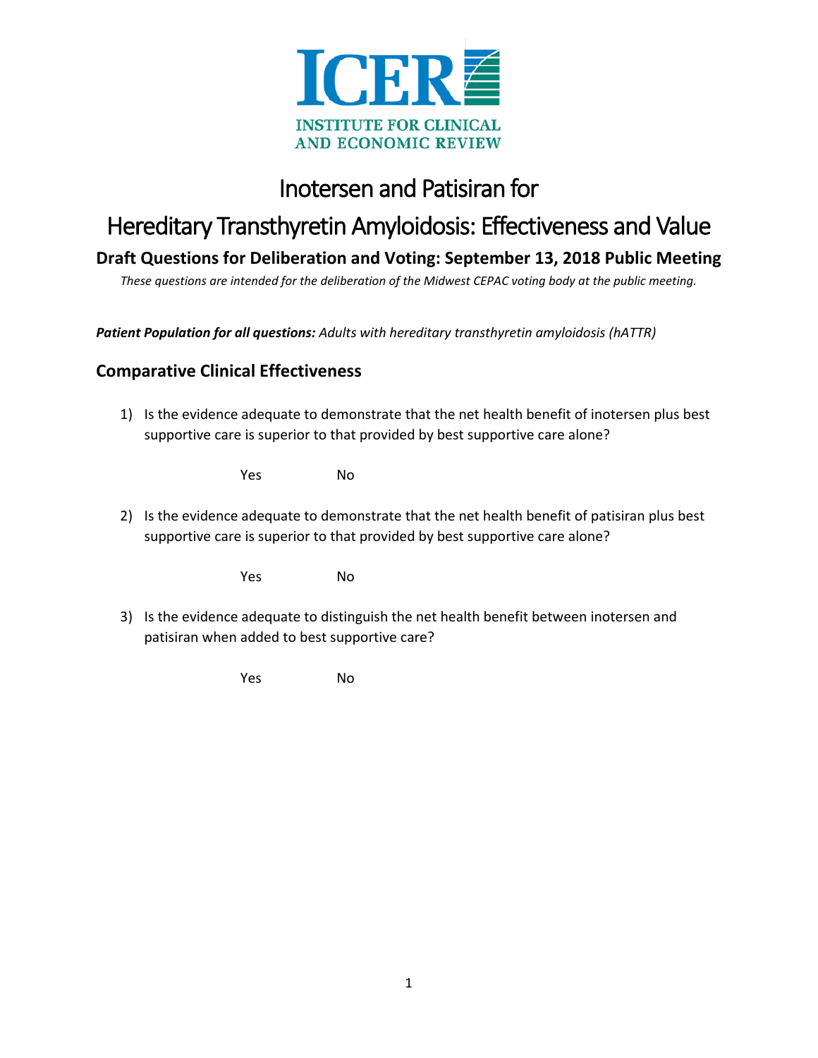ICER

INSTITUTE FOR CLINICAL AND ECONOMIC REVIEW

# Inotersen and Patisiran for Hereditary Transthyretin Amyloidosis: Effectiveness and Value

### Draft Questions for Deliberation and Voting: September 13, 2018 Public Meeting

*These questions are intended for the deliberation of the Midwest CEPAC voting body at the public meeting.*

***Patient Population for all questions:*** *Adults with hereditary transthyretin amyloidosis (hATTR)*

## Comparative Clinical Effectiveness

1) Is the evidence adequate to demonstrate that the net health benefit of inotersen plus best supportive care is superior to that provided by best supportive care alone?

   Yes No

2) Is the evidence adequate to demonstrate that the net health benefit of patisiran plus best supportive care is superior to that provided by best supportive care alone?

   Yes No

3) Is the evidence adequate to distinguish the net health benefit between inotersen and patisiran when added to best supportive care?

   Yes No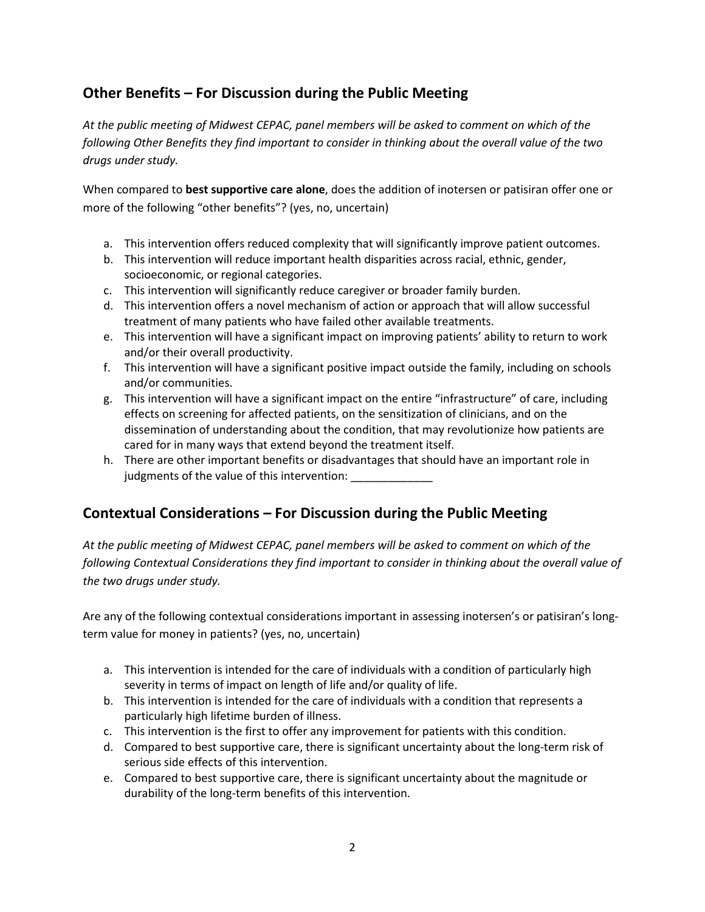## Other Benefits – For Discussion during the Public Meeting

*At the public meeting of Midwest CEPAC, panel members will be asked to comment on which of the following Other Benefits they find important to consider in thinking about the overall value of the two drugs under study.*

When compared to **best supportive care alone**, does the addition of inotersen or patisiran offer one or more of the following "other benefits"? (yes, no, uncertain)

a. This intervention offers reduced complexity that will significantly improve patient outcomes.
b. This intervention will reduce important health disparities across racial, ethnic, gender, socioeconomic, or regional categories.
c. This intervention will significantly reduce caregiver or broader family burden.
d. This intervention offers a novel mechanism of action or approach that will allow successful treatment of many patients who have failed other available treatments.
e. This intervention will have a significant impact on improving patients' ability to return to work and/or their overall productivity.
f. This intervention will have a significant positive impact outside the family, including on schools and/or communities.
g. This intervention will have a significant impact on the entire "infrastructure" of care, including effects on screening for affected patients, on the sensitization of clinicians, and on the dissemination of understanding about the condition, that may revolutionize how patients are cared for in many ways that extend beyond the treatment itself.
h. There are other important benefits or disadvantages that should have an important role in judgments of the value of this intervention: _____________

## Contextual Considerations – For Discussion during the Public Meeting

*At the public meeting of Midwest CEPAC, panel members will be asked to comment on which of the following Contextual Considerations they find important to consider in thinking about the overall value of the two drugs under study.*

Are any of the following contextual considerations important in assessing inotersen's or patisiran's long-term value for money in patients? (yes, no, uncertain)

a. This intervention is intended for the care of individuals with a condition of particularly high severity in terms of impact on length of life and/or quality of life.
b. This intervention is intended for the care of individuals with a condition that represents a particularly high lifetime burden of illness.
c. This intervention is the first to offer any improvement for patients with this condition.
d. Compared to best supportive care, there is significant uncertainty about the long-term risk of serious side effects of this intervention.
e. Compared to best supportive care, there is significant uncertainty about the magnitude or durability of the long-term benefits of this intervention.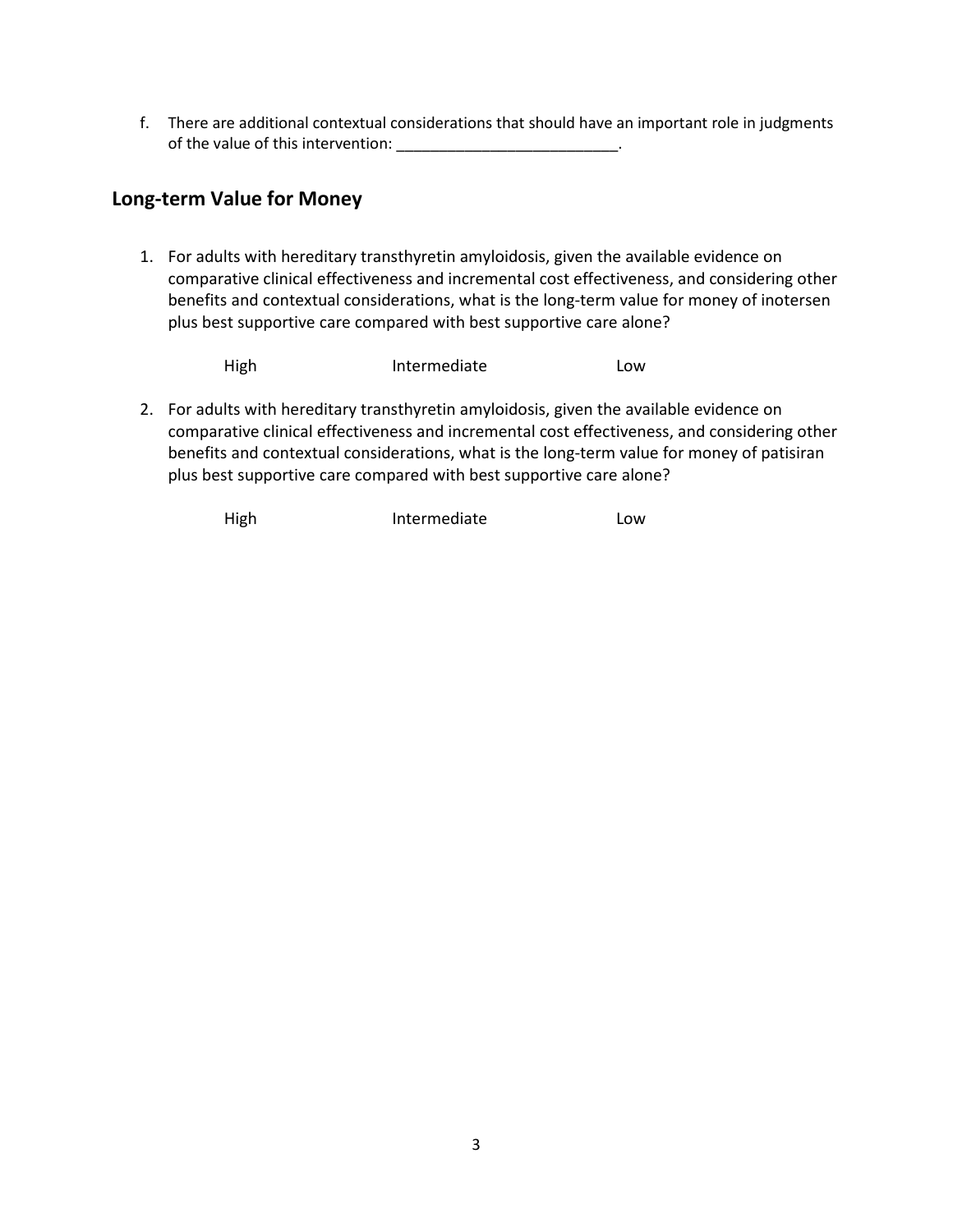f. There are additional contextual considerations that should have an important role in judgments of the value of this intervention: ___________________________.

## Long-term Value for Money

1. For adults with hereditary transthyretin amyloidosis, given the available evidence on comparative clinical effectiveness and incremental cost effectiveness, and considering other benefits and contextual considerations, what is the long-term value for money of inotersen plus best supportive care compared with best supportive care alone?

   High Intermediate Low

2. For adults with hereditary transthyretin amyloidosis, given the available evidence on comparative clinical effectiveness and incremental cost effectiveness, and considering other benefits and contextual considerations, what is the long-term value for money of patisiran plus best supportive care compared with best supportive care alone?

   High Intermediate Low